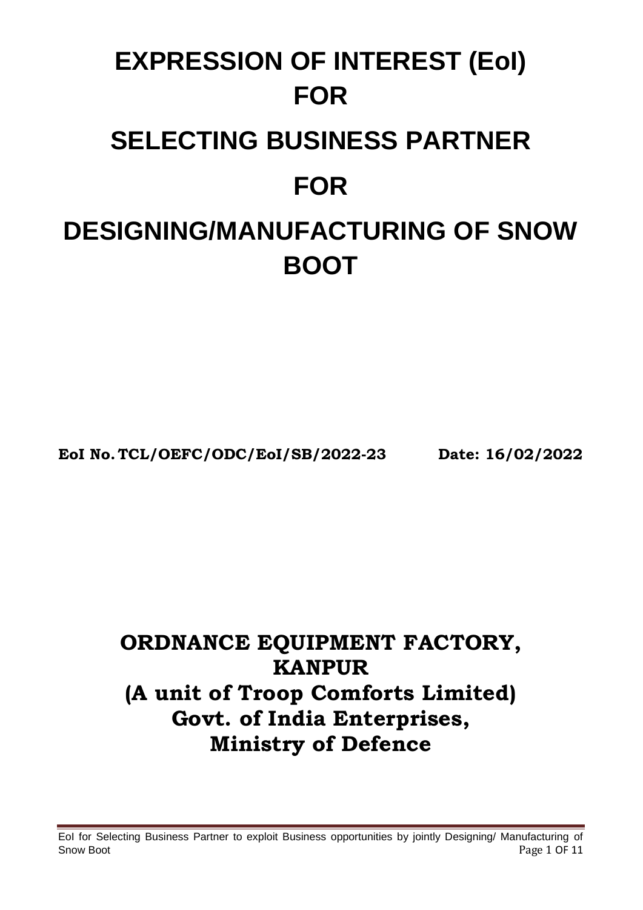# EXPRESSION OF INTEREST (EoI) FOR

# SELECTING BUSINESS PARTNER

# FOR

# DESIGNING/MANUFACTURING OF SNOW BOOT

**EoI No. TCL/OEFC/ODC/EoI/SB/2022-23 Date: 16/02/2022**

## ORDNANCE EQUIPMENT FACTORY, KANPUR
## (A unit of Troop Comforts Limited)
## Govt. of India Enterprises,
## Ministry of Defence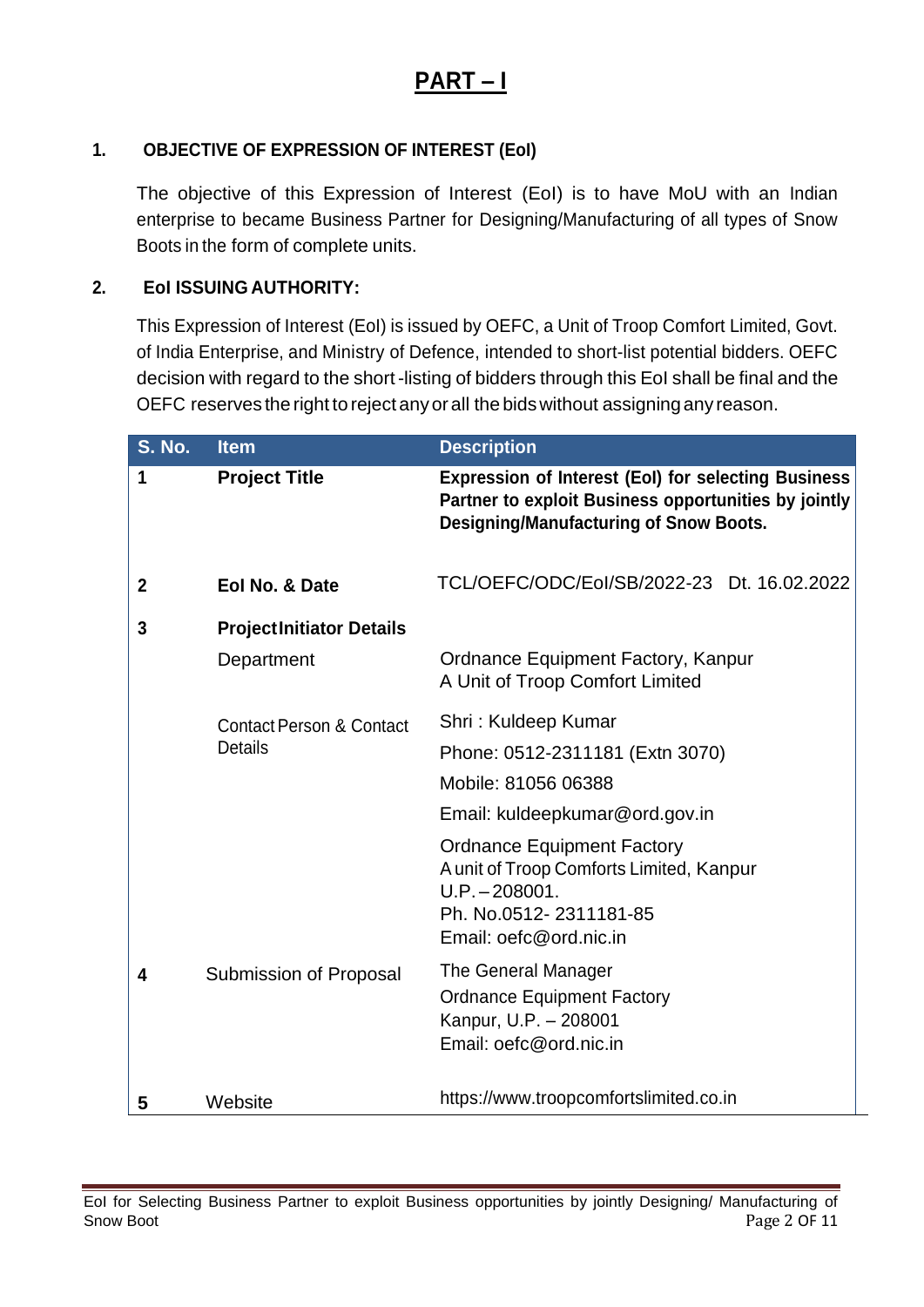# PART – I

## 1. OBJECTIVE OF EXPRESSION OF INTEREST (EoI)

The objective of this Expression of Interest (EoI) is to have MoU with an Indian enterprise to became Business Partner for Designing/Manufacturing of all types of Snow Boots in the form of complete units.

## 2. EoI ISSUING AUTHORITY:

This Expression of Interest (EoI) is issued by OEFC, a Unit of Troop Comfort Limited, Govt. of India Enterprise, and Ministry of Defence, intended to short-list potential bidders. OEFC decision with regard to the short-listing of bidders through this EoI shall be final and the OEFC reserves the right to reject any or all the bids without assigning any reason.

| S. No. | Item | Description |
|---|---|---|
| 1 | **Project Title** | **Expression of Interest (EoI) for selecting Business Partner to exploit Business opportunities by jointly Designing/Manufacturing of Snow Boots.** |
| 2 | **EoI No. & Date** | TCL/OEFC/ODC/EoI/SB/2022-23 Dt. 16.02.2022 |
| 3 | **Project Initiator Details** | |
| | Department | Ordnance Equipment Factory, Kanpur<br>A Unit of Troop Comfort Limited |
| | Contact Person & Contact Details | Shri : Kuldeep Kumar<br>Phone: 0512-2311181 (Extn 3070)<br>Mobile: 81056 06388<br>Email: kuldeepkumar@ord.gov.in<br>Ordnance Equipment Factory<br>A unit of Troop Comforts Limited, Kanpur<br>U.P. – 208001.<br>Ph. No.0512- 2311181-85<br>Email: oefc@ord.nic.in |
| 4 | Submission of Proposal | The General Manager<br>Ordnance Equipment Factory<br>Kanpur, U.P. – 208001<br>Email: oefc@ord.nic.in |
| 5 | Website | https://www.troopcomfortslimited.co.in |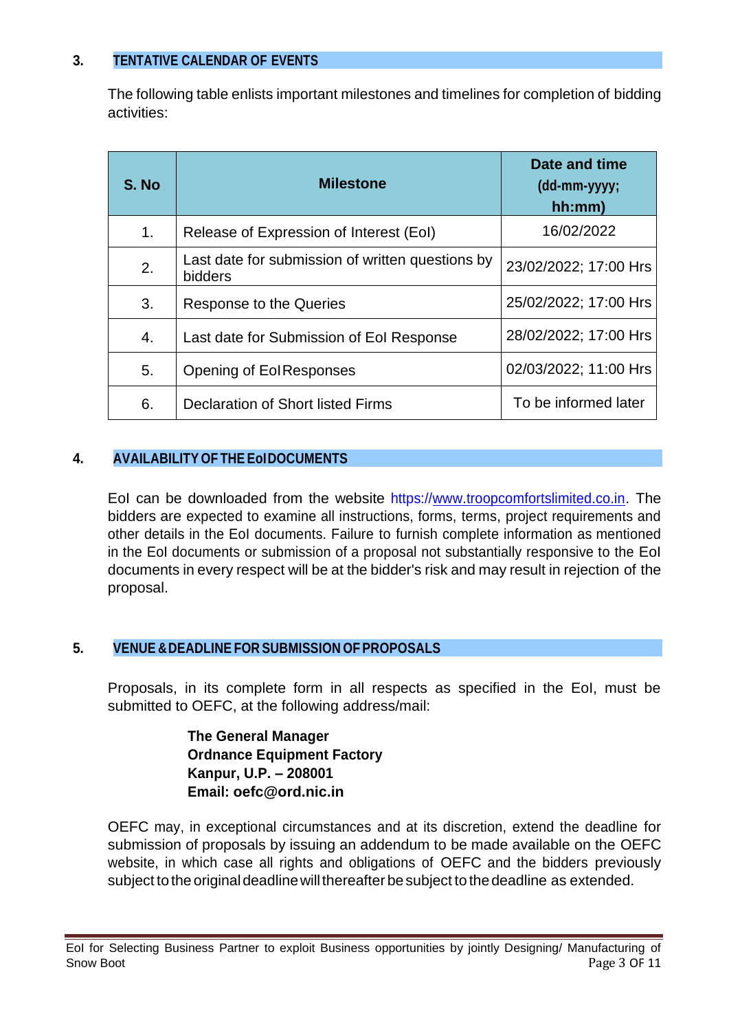## 3. TENTATIVE CALENDAR OF EVENTS

The following table enlists important milestones and timelines for completion of bidding activities:

| S. No | Milestone | Date and time (dd-mm-yyyy; hh:mm) |
|---|---|---|
| 1. | Release of Expression of Interest (EoI) | 16/02/2022 |
| 2. | Last date for submission of written questions by bidders | 23/02/2022; 17:00 Hrs |
| 3. | Response to the Queries | 25/02/2022; 17:00 Hrs |
| 4. | Last date for Submission of EoI Response | 28/02/2022; 17:00 Hrs |
| 5. | Opening of EoI Responses | 02/03/2022; 11:00 Hrs |
| 6. | Declaration of Short listed Firms | To be informed later |

## 4. AVAILABILITY OF THE EoI DOCUMENTS

EoI can be downloaded from the website https://www.troopcomfortslimited.co.in. The bidders are expected to examine all instructions, forms, terms, project requirements and other details in the EoI documents. Failure to furnish complete information as mentioned in the EoI documents or submission of a proposal not substantially responsive to the EoI documents in every respect will be at the bidder's risk and may result in rejection of the proposal.

## 5. VENUE & DEADLINE FOR SUBMISSION OF PROPOSALS

Proposals, in its complete form in all respects as specified in the EoI, must be submitted to OEFC, at the following address/mail:

**The General Manager**
**Ordnance Equipment Factory**
**Kanpur, U.P. – 208001**
**Email: oefc@ord.nic.in**

OEFC may, in exceptional circumstances and at its discretion, extend the deadline for submission of proposals by issuing an addendum to be made available on the OEFC website, in which case all rights and obligations of OEFC and the bidders previously subject to the original deadline will thereafter be subject to the deadline as extended.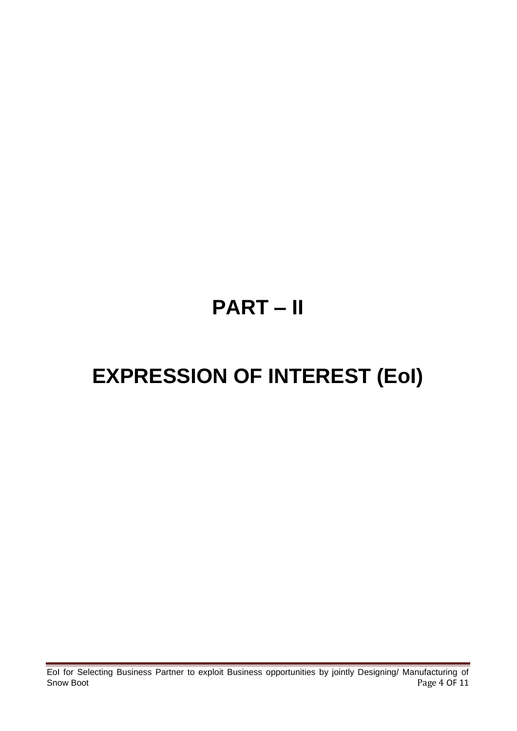# PART – II

# EXPRESSION OF INTEREST (EoI)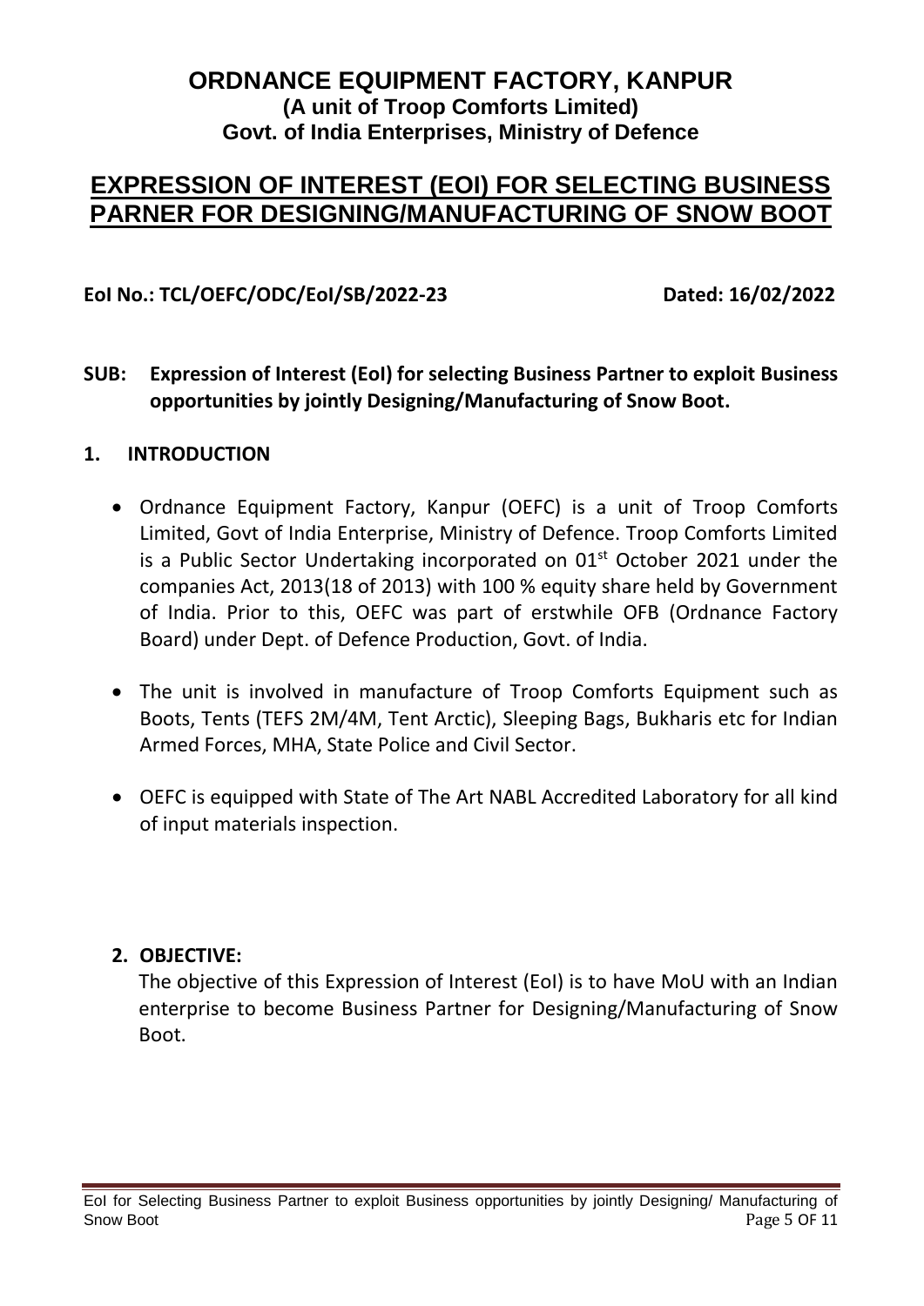# ORDNANCE EQUIPMENT FACTORY, KANPUR
**(A unit of Troop Comforts Limited)**
**Govt. of India Enterprises, Ministry of Defence**

## EXPRESSION OF INTEREST (EOI) FOR SELECTING BUSINESS PARNER FOR DESIGNING/MANUFACTURING OF SNOW BOOT

**EoI No.: TCL/OEFC/ODC/EoI/SB/2022-23** **Dated: 16/02/2022**

**SUB: Expression of Interest (EoI) for selecting Business Partner to exploit Business opportunities by jointly Designing/Manufacturing of Snow Boot.**

### 1. INTRODUCTION

- Ordnance Equipment Factory, Kanpur (OEFC) is a unit of Troop Comforts Limited, Govt of India Enterprise, Ministry of Defence. Troop Comforts Limited is a Public Sector Undertaking incorporated on 01st October 2021 under the companies Act, 2013(18 of 2013) with 100 % equity share held by Government of India. Prior to this, OEFC was part of erstwhile OFB (Ordnance Factory Board) under Dept. of Defence Production, Govt. of India.
- The unit is involved in manufacture of Troop Comforts Equipment such as Boots, Tents (TEFS 2M/4M, Tent Arctic), Sleeping Bags, Bukharis etc for Indian Armed Forces, MHA, State Police and Civil Sector.
- OEFC is equipped with State of The Art NABL Accredited Laboratory for all kind of input materials inspection.

### 2. OBJECTIVE:

The objective of this Expression of Interest (EoI) is to have MoU with an Indian enterprise to become Business Partner for Designing/Manufacturing of Snow Boot.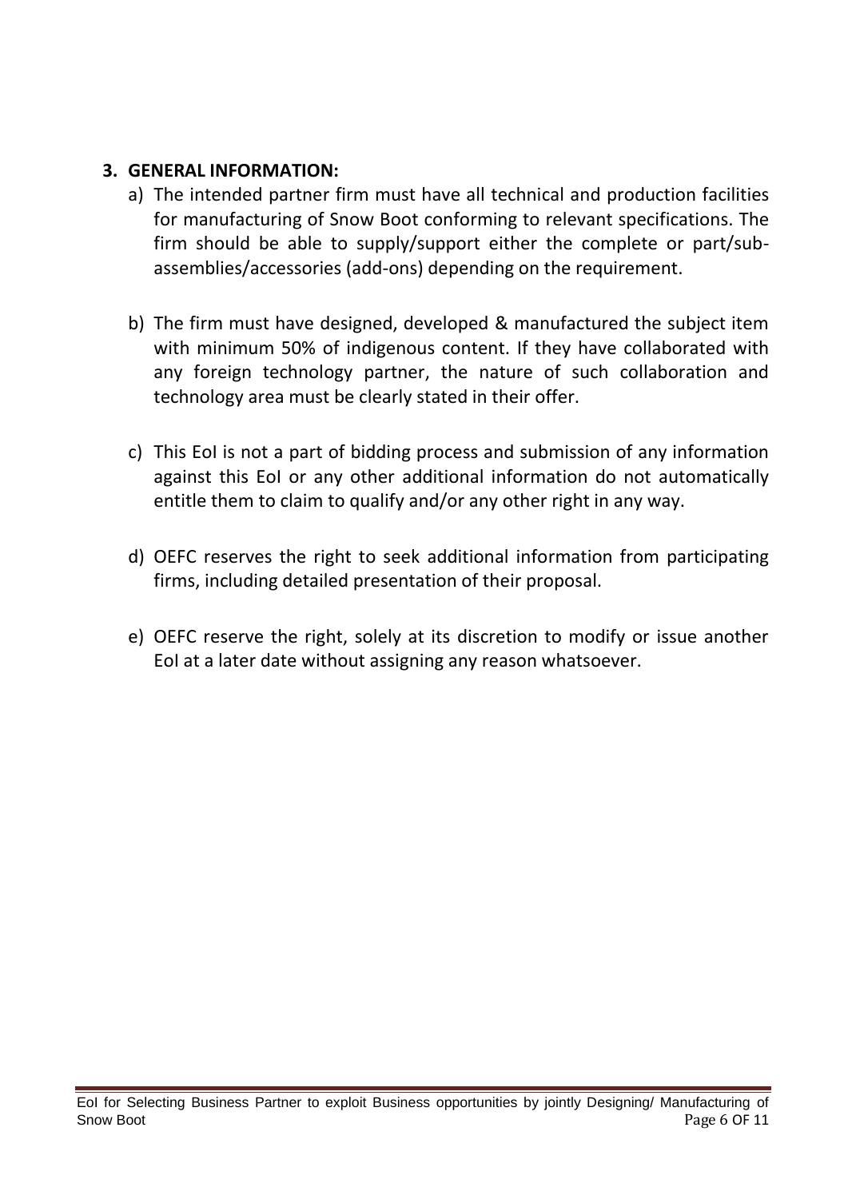**3. GENERAL INFORMATION:**

a) The intended partner firm must have all technical and production facilities for manufacturing of Snow Boot conforming to relevant specifications. The firm should be able to supply/support either the complete or part/sub-assemblies/accessories (add-ons) depending on the requirement.

b) The firm must have designed, developed & manufactured the subject item with minimum 50% of indigenous content. If they have collaborated with any foreign technology partner, the nature of such collaboration and technology area must be clearly stated in their offer.

c) This EoI is not a part of bidding process and submission of any information against this EoI or any other additional information do not automatically entitle them to claim to qualify and/or any other right in any way.

d) OEFC reserves the right to seek additional information from participating firms, including detailed presentation of their proposal.

e) OEFC reserve the right, solely at its discretion to modify or issue another EoI at a later date without assigning any reason whatsoever.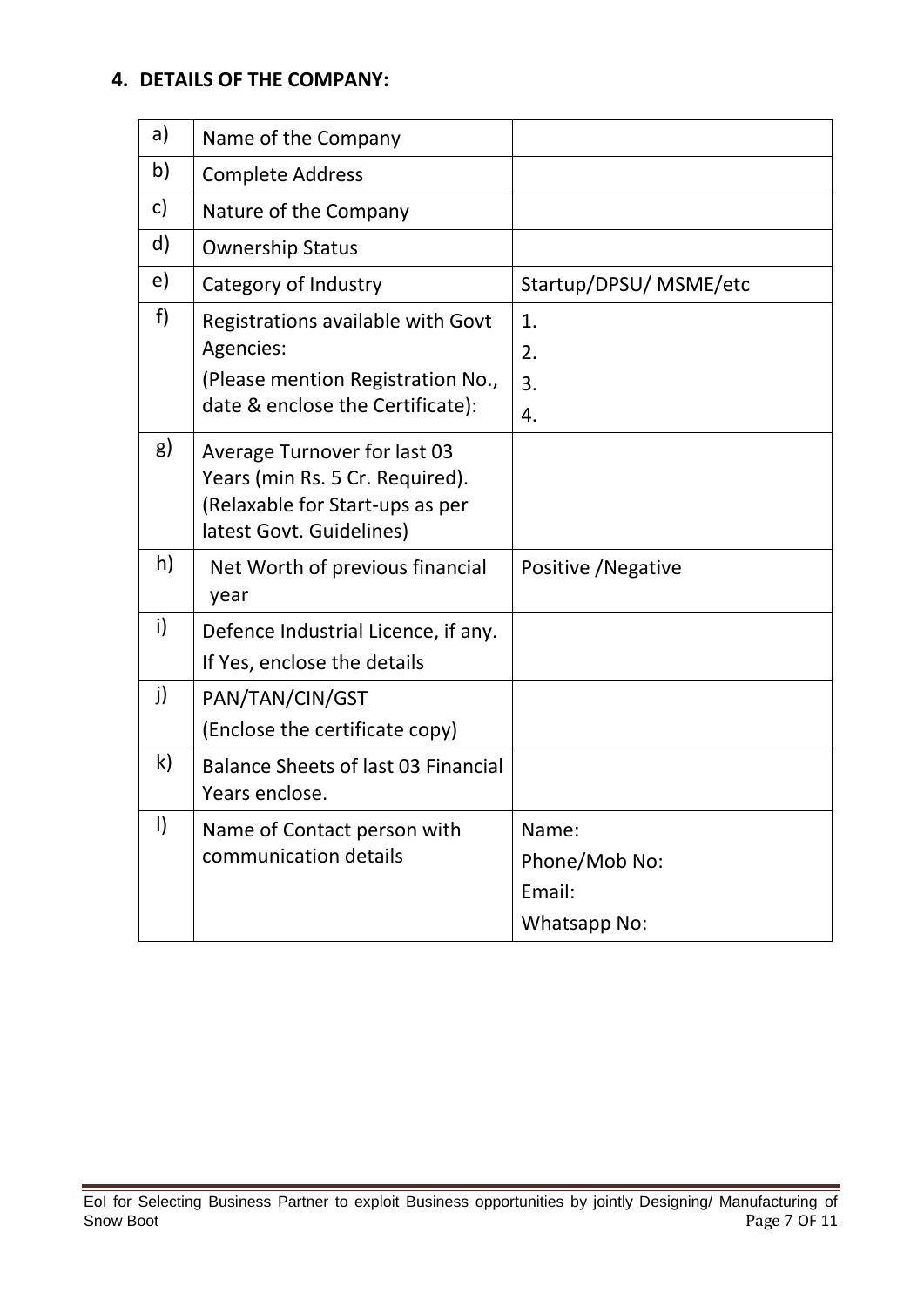## 4. DETAILS OF THE COMPANY:

| | | |
|---|---|---|
| a) | Name of the Company | |
| b) | Complete Address | |
| c) | Nature of the Company | |
| d) | Ownership Status | |
| e) | Category of Industry | Startup/DPSU/ MSME/etc |
| f) | Registrations available with Govt Agencies:<br>(Please mention Registration No., date & enclose the Certificate): | 1.<br>2.<br>3.<br>4. |
| g) | Average Turnover for last 03 Years (min Rs. 5 Cr. Required). (Relaxable for Start-ups as per latest Govt. Guidelines) | |
| h) | Net Worth of previous financial year | Positive /Negative |
| i) | Defence Industrial Licence, if any. If Yes, enclose the details | |
| j) | PAN/TAN/CIN/GST<br>(Enclose the certificate copy) | |
| k) | Balance Sheets of last 03 Financial Years enclose. | |
| l) | Name of Contact person with communication details | Name:<br>Phone/Mob No:<br>Email:<br>Whatsapp No: |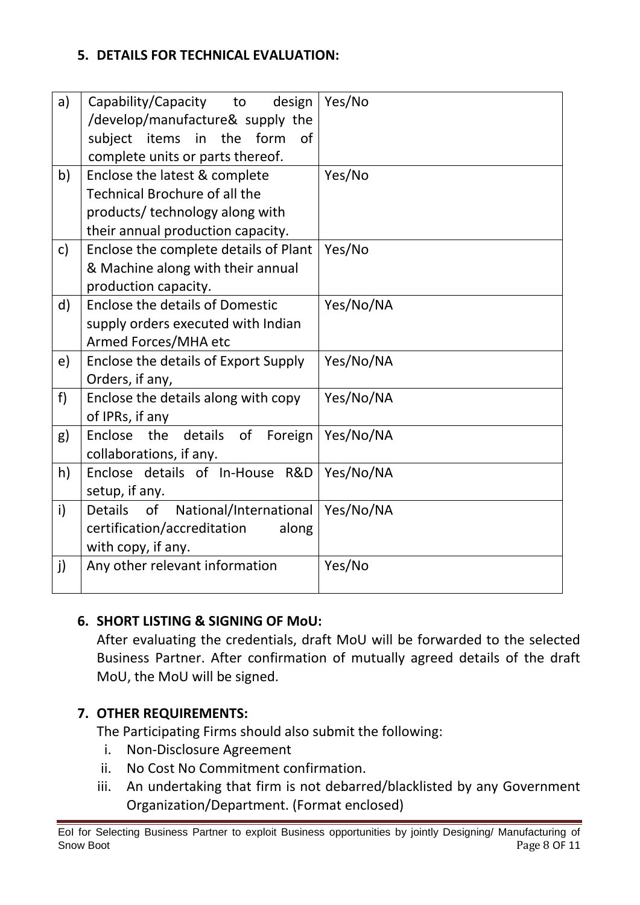## 5. DETAILS FOR TECHNICAL EVALUATION:

| | | |
|---|---|---|
| a) | Capability/Capacity to design /develop/manufacture& supply the subject items in the form of complete units or parts thereof. | Yes/No |
| b) | Enclose the latest & complete Technical Brochure of all the products/ technology along with their annual production capacity. | Yes/No |
| c) | Enclose the complete details of Plant & Machine along with their annual production capacity. | Yes/No |
| d) | Enclose the details of Domestic supply orders executed with Indian Armed Forces/MHA etc | Yes/No/NA |
| e) | Enclose the details of Export Supply Orders, if any, | Yes/No/NA |
| f) | Enclose the details along with copy of IPRs, if any | Yes/No/NA |
| g) | Enclose the details of Foreign collaborations, if any. | Yes/No/NA |
| h) | Enclose details of In-House R&D setup, if any. | Yes/No/NA |
| i) | Details of National/International certification/accreditation along with copy, if any. | Yes/No/NA |
| j) | Any other relevant information | Yes/No |

## 6. SHORT LISTING & SIGNING OF MoU:

After evaluating the credentials, draft MoU will be forwarded to the selected Business Partner. After confirmation of mutually agreed details of the draft MoU, the MoU will be signed.

## 7. OTHER REQUIREMENTS:

The Participating Firms should also submit the following:

i. Non-Disclosure Agreement
ii. No Cost No Commitment confirmation.
iii. An undertaking that firm is not debarred/blacklisted by any Government Organization/Department. (Format enclosed)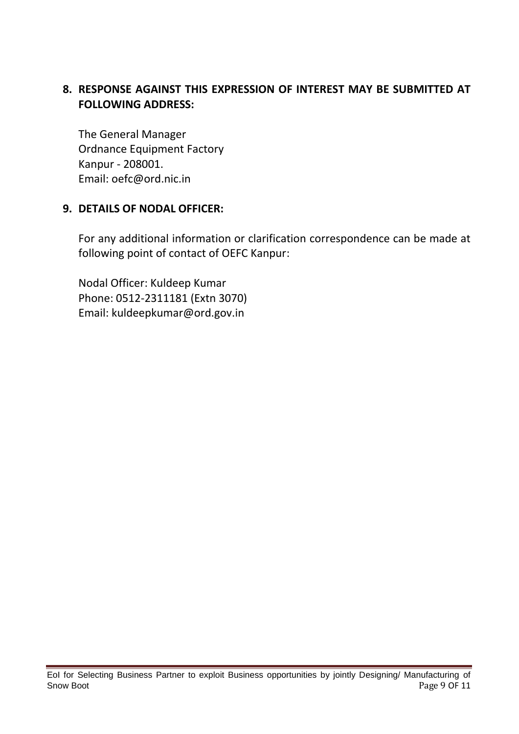**8. RESPONSE AGAINST THIS EXPRESSION OF INTEREST MAY BE SUBMITTED AT FOLLOWING ADDRESS:**

The General Manager
Ordnance Equipment Factory
Kanpur - 208001.
Email: oefc@ord.nic.in

**9. DETAILS OF NODAL OFFICER:**

For any additional information or clarification correspondence can be made at following point of contact of OEFC Kanpur:

Nodal Officer: Kuldeep Kumar
Phone: 0512-2311181 (Extn 3070)
Email: kuldeepkumar@ord.gov.in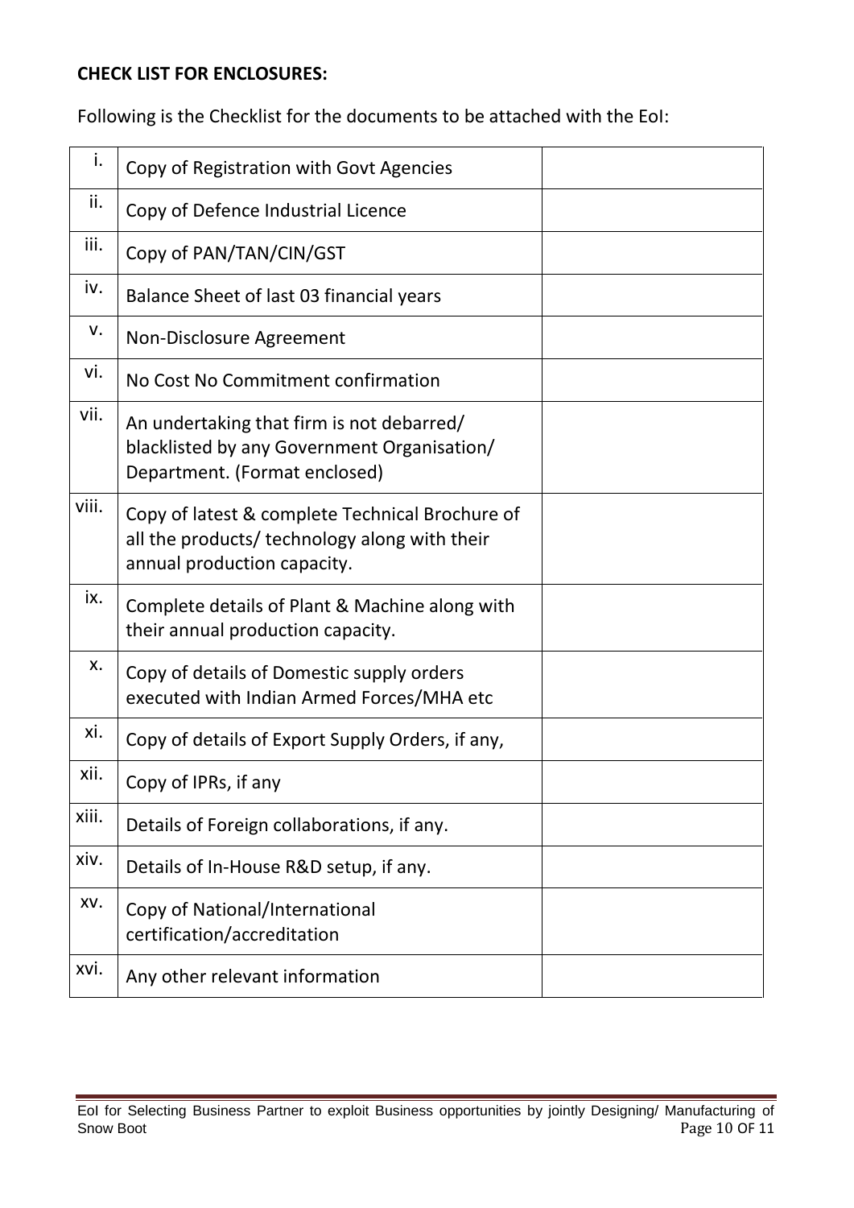**CHECK LIST FOR ENCLOSURES:**

Following is the Checklist for the documents to be attached with the EoI:

| | | |
|---|---|---|
| i. | Copy of Registration with Govt Agencies | |
| ii. | Copy of Defence Industrial Licence | |
| iii. | Copy of PAN/TAN/CIN/GST | |
| iv. | Balance Sheet of last 03 financial years | |
| v. | Non-Disclosure Agreement | |
| vi. | No Cost No Commitment confirmation | |
| vii. | An undertaking that firm is not debarred/ blacklisted by any Government Organisation/ Department. (Format enclosed) | |
| viii. | Copy of latest & complete Technical Brochure of all the products/ technology along with their annual production capacity. | |
| ix. | Complete details of Plant & Machine along with their annual production capacity. | |
| x. | Copy of details of Domestic supply orders executed with Indian Armed Forces/MHA etc | |
| xi. | Copy of details of Export Supply Orders, if any, | |
| xii. | Copy of IPRs, if any | |
| xiii. | Details of Foreign collaborations, if any. | |
| xiv. | Details of In-House R&D setup, if any. | |
| xv. | Copy of National/International certification/accreditation | |
| xvi. | Any other relevant information | |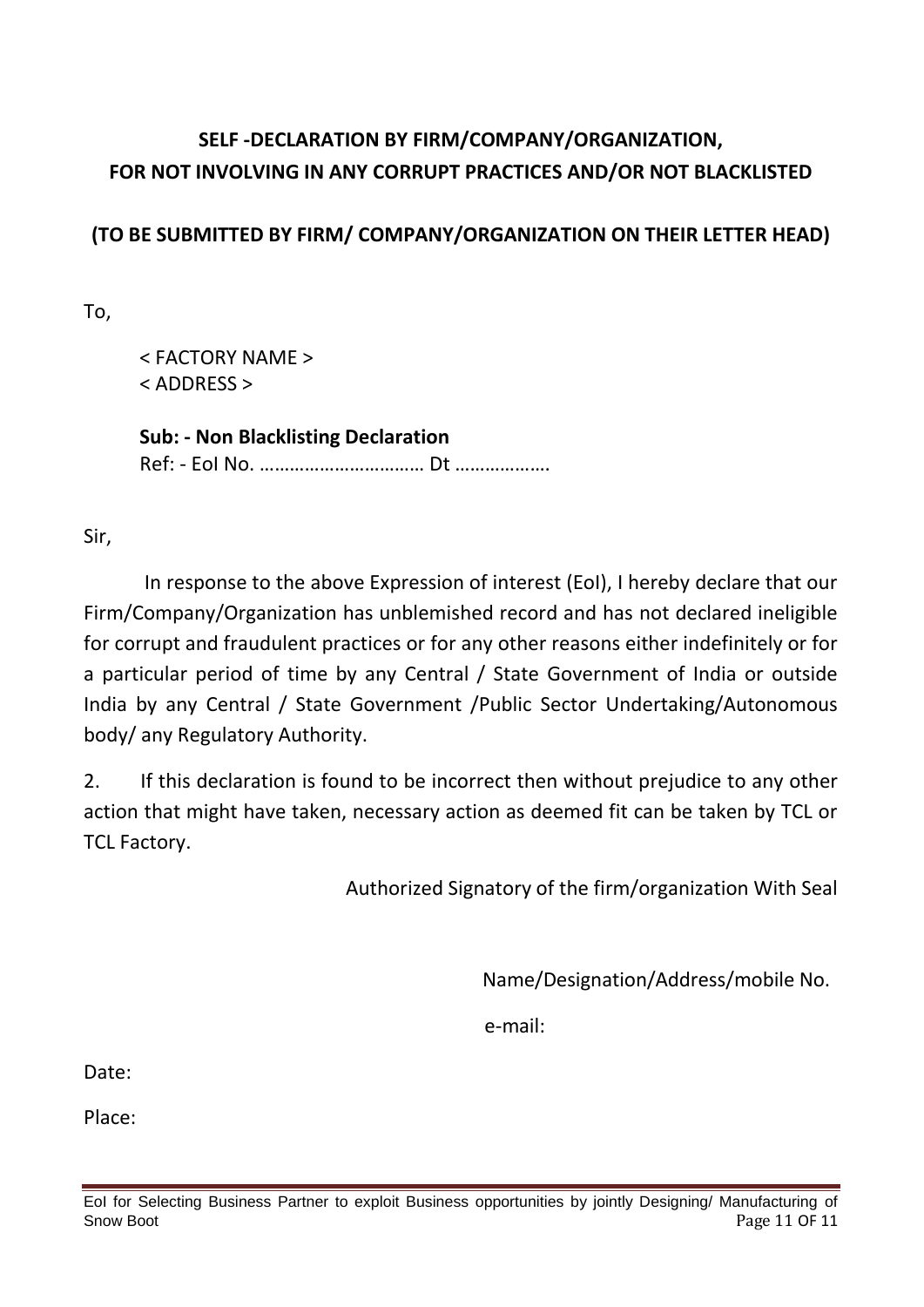## SELF -DECLARATION BY FIRM/COMPANY/ORGANIZATION, FOR NOT INVOLVING IN ANY CORRUPT PRACTICES AND/OR NOT BLACKLISTED

**(TO BE SUBMITTED BY FIRM/ COMPANY/ORGANIZATION ON THEIR LETTER HEAD)**

To,

< FACTORY NAME >
< ADDRESS >

**Sub: - Non Blacklisting Declaration**
Ref: - EoI No. …………………………… Dt ………………

Sir,

In response to the above Expression of interest (EoI), I hereby declare that our Firm/Company/Organization has unblemished record and has not declared ineligible for corrupt and fraudulent practices or for any other reasons either indefinitely or for a particular period of time by any Central / State Government of India or outside India by any Central / State Government /Public Sector Undertaking/Autonomous body/ any Regulatory Authority.

2. If this declaration is found to be incorrect then without prejudice to any other action that might have taken, necessary action as deemed fit can be taken by TCL or TCL Factory.

Authorized Signatory of the firm/organization With Seal

Name/Designation/Address/mobile No.

e-mail:

Date:

Place: